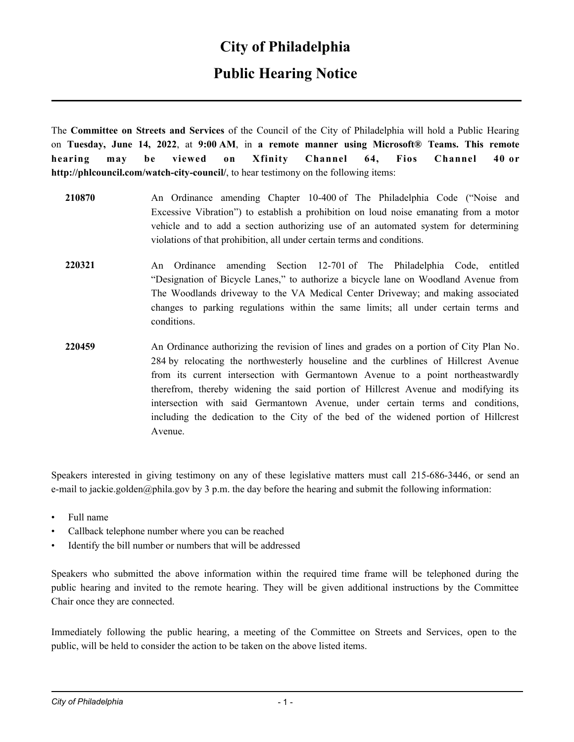# City of Philadelphia

## Public Hearing Notice

The **Committee on Streets and Services** of the Council of the City of Philadelphia will hold a Public Hearing on **Tuesday, June 14, 2022**, at **9:00 AM**, in **a remote manner using Microsoft® Teams. This remote hearing may be viewed on Xfinity Channel 64, Fios Channel 40 or http://phlcouncil.com/watch-city-council/**, to hear testimony on the following items:

**210870** An Ordinance amending Chapter 10-400 of The Philadelphia Code ("Noise and Excessive Vibration") to establish a prohibition on loud noise emanating from a motor vehicle and to add a section authorizing use of an automated system for determining violations of that prohibition, all under certain terms and conditions.

**220321** An Ordinance amending Section 12-701 of The Philadelphia Code, entitled "Designation of Bicycle Lanes," to authorize a bicycle lane on Woodland Avenue from The Woodlands driveway to the VA Medical Center Driveway; and making associated changes to parking regulations within the same limits; all under certain terms and conditions.

**220459** An Ordinance authorizing the revision of lines and grades on a portion of City Plan No. 284 by relocating the northwesterly houseline and the curblines of Hillcrest Avenue from its current intersection with Germantown Avenue to a point northeastwardly therefrom, thereby widening the said portion of Hillcrest Avenue and modifying its intersection with said Germantown Avenue, under certain terms and conditions, including the dedication to the City of the bed of the widened portion of Hillcrest Avenue.

Speakers interested in giving testimony on any of these legislative matters must call 215-686-3446, or send an e-mail to jackie.golden@phila.gov by 3 p.m. the day before the hearing and submit the following information:

- Full name
- Callback telephone number where you can be reached
- Identify the bill number or numbers that will be addressed

Speakers who submitted the above information within the required time frame will be telephoned during the public hearing and invited to the remote hearing. They will be given additional instructions by the Committee Chair once they are connected.

Immediately following the public hearing, a meeting of the Committee on Streets and Services, open to the public, will be held to consider the action to be taken on the above listed items.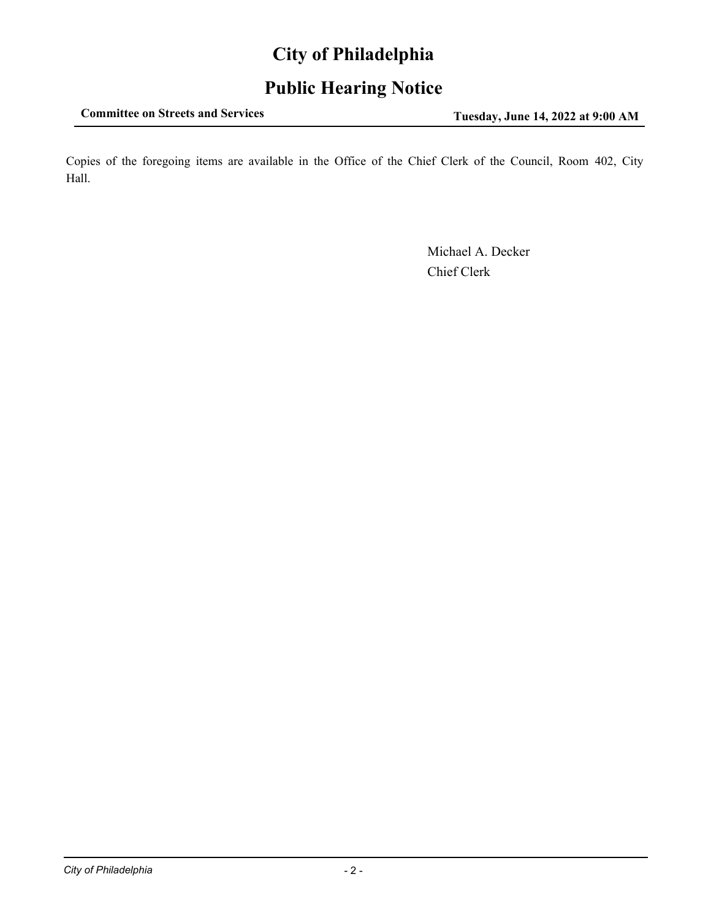# City of Philadelphia

## Public Hearing Notice

**Committee on Streets and Services** **Tuesday, June 14, 2022 at 9:00 AM**

Copies of the foregoing items are available in the Office of the Chief Clerk of the Council, Room 402, City Hall.

Michael A. Decker
Chief Clerk